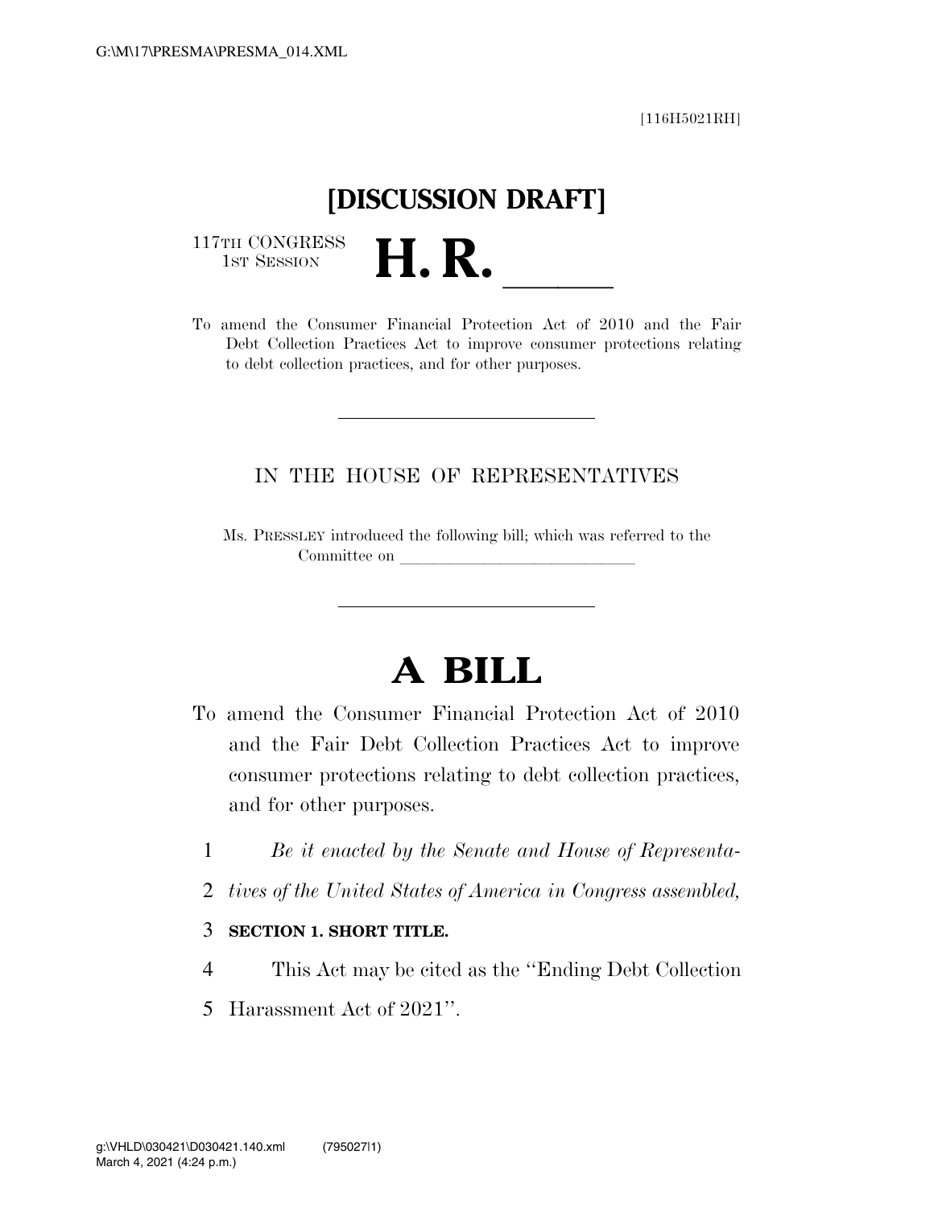G:\M\17\PRESMA\PRESMA_014.XML

[116H5021RH]

# [DISCUSSION DRAFT]

117TH CONGRESS
1ST SESSION

# H. R. ______

To amend the Consumer Financial Protection Act of 2010 and the Fair Debt Collection Practices Act to improve consumer protections relating to debt collection practices, and for other purposes.

IN THE HOUSE OF REPRESENTATIVES

Ms. PRESSLEY introduced the following bill; which was referred to the Committee on ______________________________

# A BILL

To amend the Consumer Financial Protection Act of 2010 and the Fair Debt Collection Practices Act to improve consumer protections relating to debt collection practices, and for other purposes.

1 *Be it enacted by the Senate and House of Representa-*
2 *tives of the United States of America in Congress assembled,*

3 **SECTION 1. SHORT TITLE.**

4 This Act may be cited as the ''Ending Debt Collection
5 Harassment Act of 2021''.

g:\VHLD\030421\D030421.140.xml (795027|1)
March 4, 2021 (4:24 p.m.)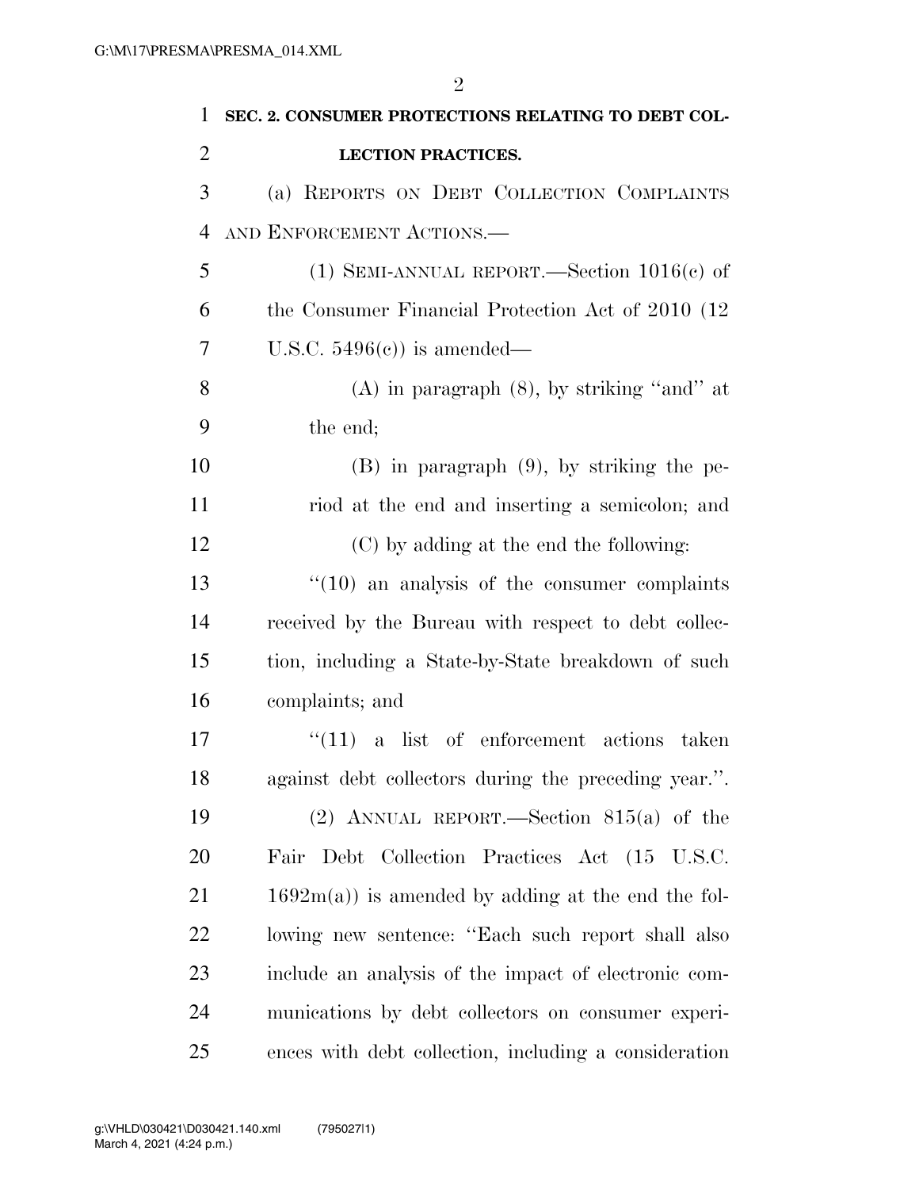**SEC. 2. CONSUMER PROTECTIONS RELATING TO DEBT COLLECTION PRACTICES.**

(a) REPORTS ON DEBT COLLECTION COMPLAINTS AND ENFORCEMENT ACTIONS.—

(1) SEMI-ANNUAL REPORT.—Section 1016(c) of the Consumer Financial Protection Act of 2010 (12 U.S.C. 5496(c)) is amended—

(A) in paragraph (8), by striking "and" at the end;

(B) in paragraph (9), by striking the period at the end and inserting a semicolon; and

(C) by adding at the end the following:

"(10) an analysis of the consumer complaints received by the Bureau with respect to debt collection, including a State-by-State breakdown of such complaints; and

"(11) a list of enforcement actions taken against debt collectors during the preceding year.".

(2) ANNUAL REPORT.—Section 815(a) of the Fair Debt Collection Practices Act (15 U.S.C. 1692m(a)) is amended by adding at the end the following new sentence: "Each such report shall also include an analysis of the impact of electronic communications by debt collectors on consumer experiences with debt collection, including a consideration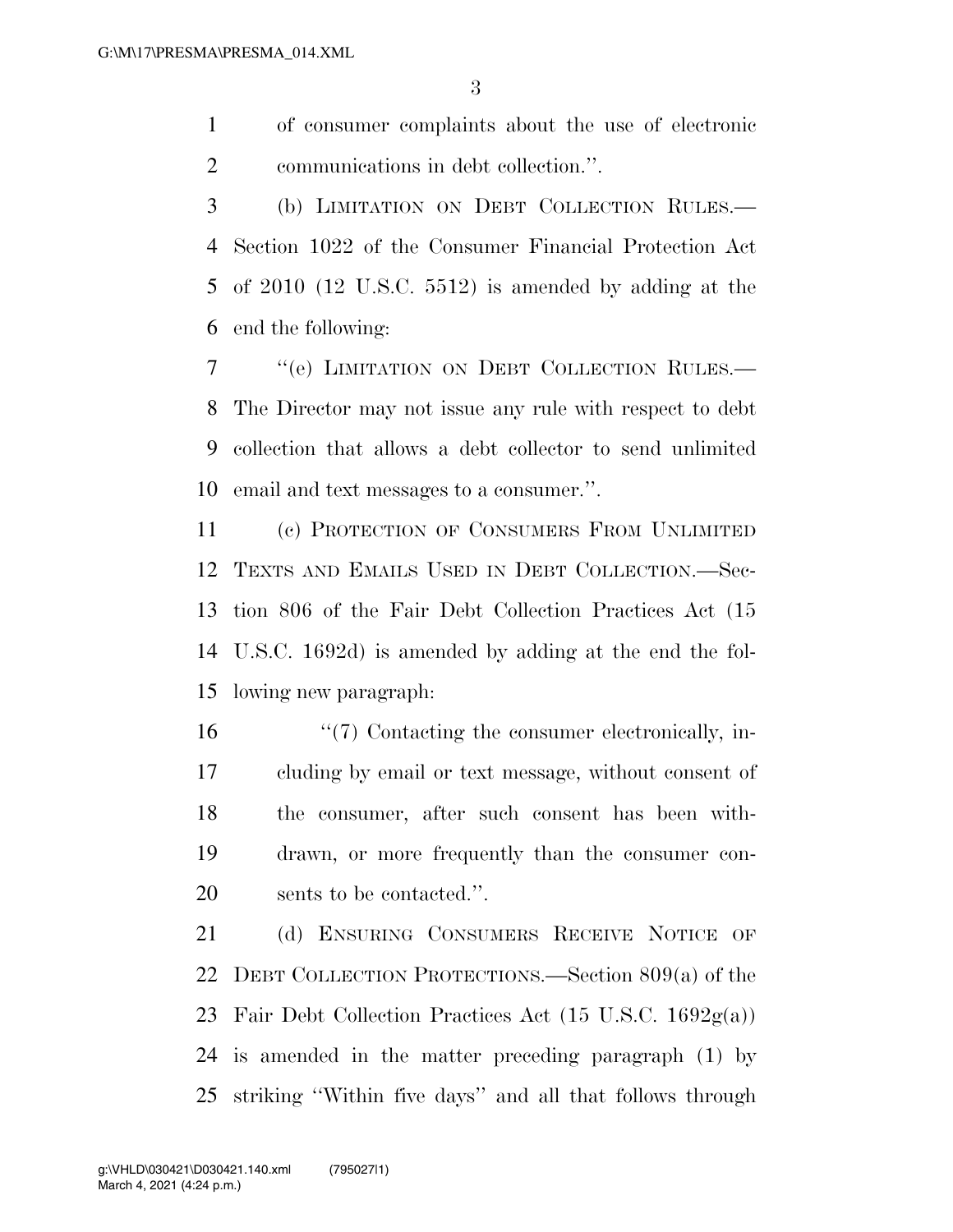of consumer complaints about the use of electronic communications in debt collection.''.

(b) LIMITATION ON DEBT COLLECTION RULES.—Section 1022 of the Consumer Financial Protection Act of 2010 (12 U.S.C. 5512) is amended by adding at the end the following:

''(e) LIMITATION ON DEBT COLLECTION RULES.—The Director may not issue any rule with respect to debt collection that allows a debt collector to send unlimited email and text messages to a consumer.''.

(c) PROTECTION OF CONSUMERS FROM UNLIMITED TEXTS AND EMAILS USED IN DEBT COLLECTION.—Section 806 of the Fair Debt Collection Practices Act (15 U.S.C. 1692d) is amended by adding at the end the following new paragraph:

''(7) Contacting the consumer electronically, including by email or text message, without consent of the consumer, after such consent has been withdrawn, or more frequently than the consumer consents to be contacted.''.

(d) ENSURING CONSUMERS RECEIVE NOTICE OF DEBT COLLECTION PROTECTIONS.—Section 809(a) of the Fair Debt Collection Practices Act (15 U.S.C. 1692g(a)) is amended in the matter preceding paragraph (1) by striking ''Within five days'' and all that follows through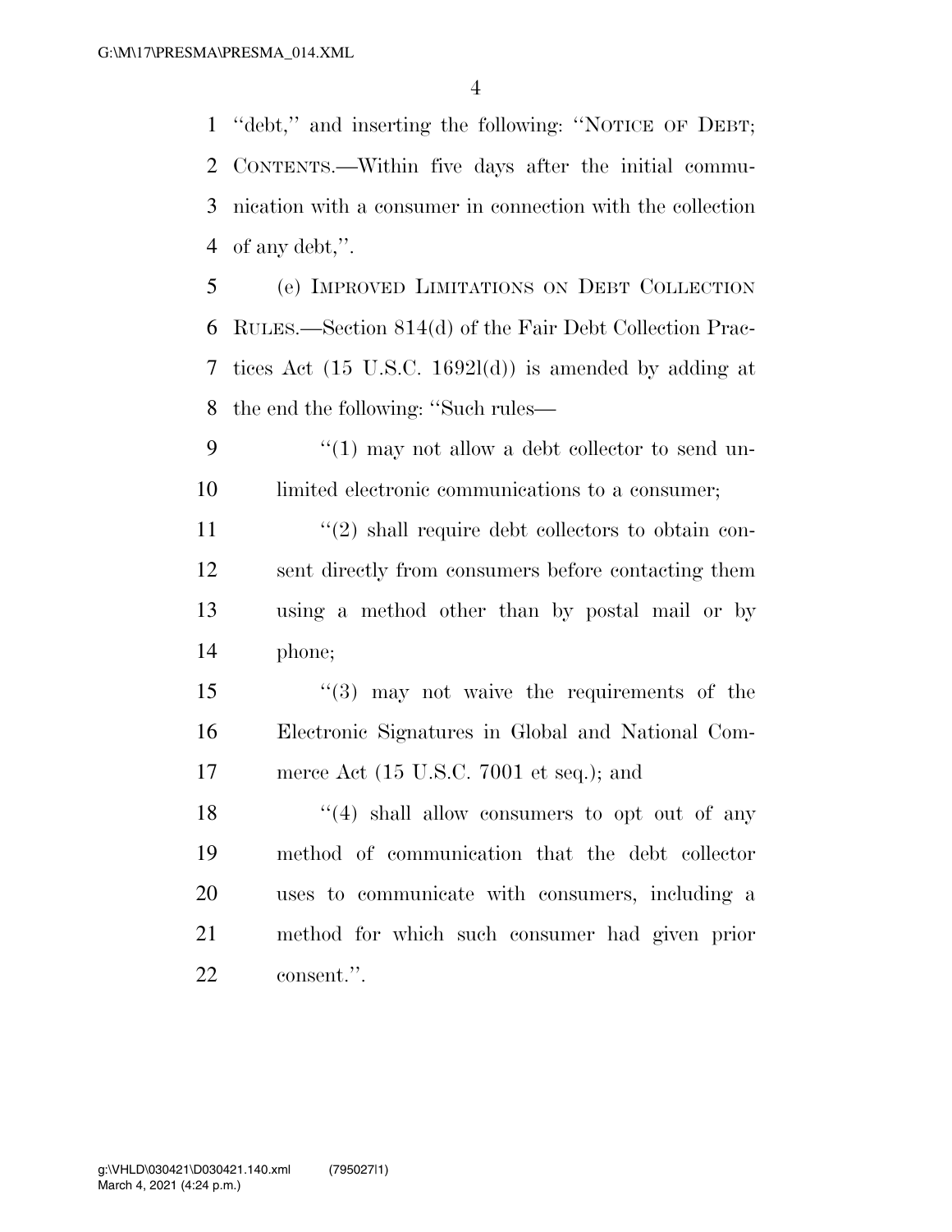''debt,'' and inserting the following: ''NOTICE OF DEBT; CONTENTS.—Within five days after the initial communication with a consumer in connection with the collection of any debt,''.

(e) IMPROVED LIMITATIONS ON DEBT COLLECTION RULES.—Section 814(d) of the Fair Debt Collection Practices Act (15 U.S.C. 1692l(d)) is amended by adding at the end the following: ''Such rules—

''(1) may not allow a debt collector to send unlimited electronic communications to a consumer;

''(2) shall require debt collectors to obtain consent directly from consumers before contacting them using a method other than by postal mail or by phone;

''(3) may not waive the requirements of the Electronic Signatures in Global and National Commerce Act (15 U.S.C. 7001 et seq.); and

''(4) shall allow consumers to opt out of any method of communication that the debt collector uses to communicate with consumers, including a method for which such consumer had given prior consent.''.